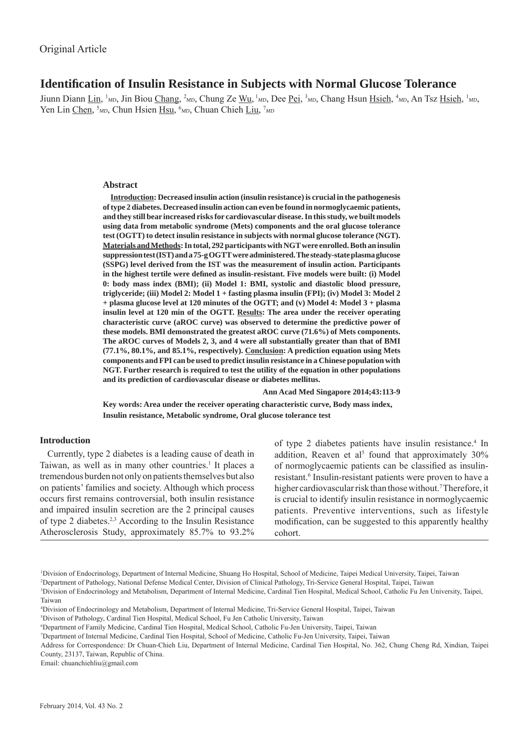Original Article

# Identification of Insulin Resistance in Subjects with Normal Glucose Tolerance

Jiunn Diann Lin, [1]*MD*, Jin Biou Chang, [2]*MD*, Chung Ze Wu, [1]*MD*, Dee Pei, [3]*MD*, Chang Hsun Hsieh, [4]*MD*, An Tsz Hsieh, [1]*MD*, Yen Lin Chen, [5]*MD*, Chun Hsien Hsu, [6]*MD*, Chuan Chieh Liu, [7]*MD*

### Abstract

**Introduction: Decreased insulin action (insulin resistance) is crucial in the pathogenesis of type 2 diabetes. Decreased insulin action can even be found in normoglycaemic patients, and they still bear increased risks for cardiovascular disease. In this study, we built models using data from metabolic syndrome (Mets) components and the oral glucose tolerance test (OGTT) to detect insulin resistance in subjects with normal glucose tolerance (NGT). Materials and Methods: In total, 292 participants with NGT were enrolled. Both an insulin suppression test (IST) and a 75-g OGTT were administered. The steady-state plasma glucose (SSPG) level derived from the IST was the measurement of insulin action. Participants in the highest tertile were defined as insulin-resistant. Five models were built: (i) Model 0: body mass index (BMI); (ii) Model 1: BMI, systolic and diastolic blood pressure, triglyceride; (iii) Model 2: Model 1 + fasting plasma insulin (FPI); (iv) Model 3: Model 2 + plasma glucose level at 120 minutes of the OGTT; and (v) Model 4: Model 3 + plasma insulin level at 120 min of the OGTT. Results: The area under the receiver operating characteristic curve (aROC curve) was observed to determine the predictive power of these models. BMI demonstrated the greatest aROC curve (71.6%) of Mets components. The aROC curves of Models 2, 3, and 4 were all substantially greater than that of BMI (77.1%, 80.1%, and 85.1%, respectively). Conclusion: A prediction equation using Mets components and FPI can be used to predict insulin resistance in a Chinese population with NGT. Further research is required to test the utility of the equation in other populations and its prediction of cardiovascular disease or diabetes mellitus.**

**Ann Acad Med Singapore 2014;43:113-9**

**Key words: Area under the receiver operating characteristic curve, Body mass index, Insulin resistance, Metabolic syndrome, Oral glucose tolerance test**

### Introduction

Currently, type 2 diabetes is a leading cause of death in Taiwan, as well as in many other countries.[1] It places a tremendous burden not only on patients themselves but also on patients' families and society. Although which process occurs first remains controversial, both insulin resistance and impaired insulin secretion are the 2 principal causes of type 2 diabetes.[2,3] According to the Insulin Resistance Atherosclerosis Study, approximately 85.7% to 93.2% of type 2 diabetes patients have insulin resistance.[4] In addition, Reaven et al[5] found that approximately 30% of normoglycaemic patients can be classified as insulin-resistant.[6] Insulin-resistant patients were proven to have a higher cardiovascular risk than those without.[7] Therefore, it is crucial to identify insulin resistance in normoglycaemic patients. Preventive interventions, such as lifestyle modification, can be suggested to this apparently healthy cohort.

[1]Division of Endocrinology, Department of Internal Medicine, Shuang Ho Hospital, School of Medicine, Taipei Medical University, Taipei, Taiwan

[2]Department of Pathology, National Defense Medical Center, Division of Clinical Pathology, Tri-Service General Hospital, Taipei, Taiwan

[3]Division of Endocrinology and Metabolism, Department of Internal Medicine, Cardinal Tien Hospital, Medical School, Catholic Fu Jen University, Taipei, Taiwan

[4]Division of Endocrinology and Metabolism, Department of Internal Medicine, Tri-Service General Hospital, Taipei, Taiwan

[5]Divison of Pathology, Cardinal Tien Hospital, Medical School, Fu Jen Catholic University, Taiwan

[6]Department of Family Medicine, Cardinal Tien Hospital, Medical School, Catholic Fu-Jen University, Taipei, Taiwan

[7]Department of Internal Medicine, Cardinal Tien Hospital, School of Medicine, Catholic Fu-Jen University, Taipei, Taiwan

Address for Correspondence: Dr Chuan-Chieh Liu, Department of Internal Medicine, Cardinal Tien Hospital, No. 362, Chung Cheng Rd, Xindian, Taipei County, 23137, Taiwan, Republic of China.

Email: chuanchiehliu@gmail.com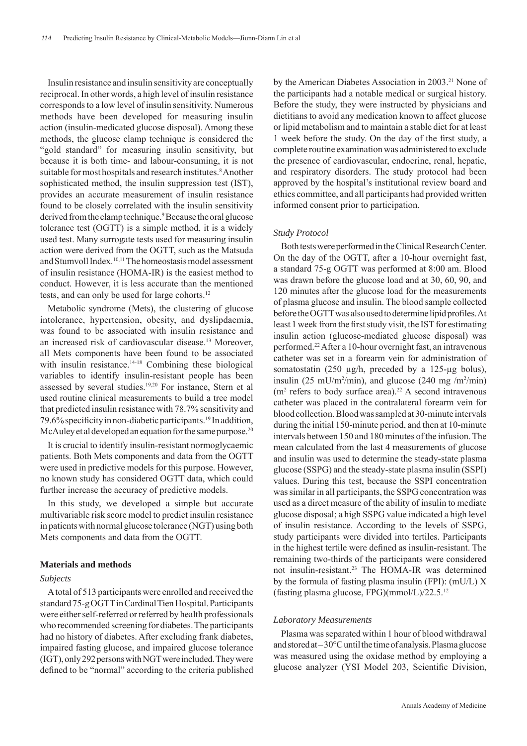Insulin resistance and insulin sensitivity are conceptually reciprocal. In other words, a high level of insulin resistance corresponds to a low level of insulin sensitivity. Numerous methods have been developed for measuring insulin action (insulin-medicated glucose disposal). Among these methods, the glucose clamp technique is considered the "gold standard" for measuring insulin sensitivity, but because it is both time- and labour-consuming, it is not suitable for most hospitals and research institutes.[8] Another sophisticated method, the insulin suppression test (IST), provides an accurate measurement of insulin resistance found to be closely correlated with the insulin sensitivity derived from the clamp technique.[9] Because the oral glucose tolerance test (OGTT) is a simple method, it is a widely used test. Many surrogate tests used for measuring insulin action were derived from the OGTT, such as the Matsuda and Stumvoll Index.[10,11] The homeostasis model assessment of insulin resistance (HOMA-IR) is the easiest method to conduct. However, it is less accurate than the mentioned tests, and can only be used for large cohorts.[12]

Metabolic syndrome (Mets), the clustering of glucose intolerance, hypertension, obesity, and dyslipdaemia, was found to be associated with insulin resistance and an increased risk of cardiovascular disease.[13] Moreover, all Mets components have been found to be associated with insulin resistance.[14-18] Combining these biological variables to identify insulin-resistant people has been assessed by several studies.[19,20] For instance, Stern et al used routine clinical measurements to build a tree model that predicted insulin resistance with 78.7% sensitivity and 79.6% specificity in non-diabetic participants.[19] In addition, McAuley et al developed an equation for the same purpose.[20]

It is crucial to identify insulin-resistant normoglycaemic patients. Both Mets components and data from the OGTT were used in predictive models for this purpose. However, no known study has considered OGTT data, which could further increase the accuracy of predictive models.

In this study, we developed a simple but accurate multivariable risk score model to predict insulin resistance in patients with normal glucose tolerance (NGT) using both Mets components and data from the OGTT.

## Materials and methods

### *Subjects*

A total of 513 participants were enrolled and received the standard 75-g OGTT in Cardinal Tien Hospital. Participants were either self-referred or referred by health professionals who recommended screening for diabetes. The participants had no history of diabetes. After excluding frank diabetes, impaired fasting glucose, and impaired glucose tolerance (IGT), only 292 persons with NGT were included. They were defined to be "normal" according to the criteria published by the American Diabetes Association in 2003.[21] None of the participants had a notable medical or surgical history. Before the study, they were instructed by physicians and dietitians to avoid any medication known to affect glucose or lipid metabolism and to maintain a stable diet for at least 1 week before the study. On the day of the first study, a complete routine examination was administered to exclude the presence of cardiovascular, endocrine, renal, hepatic, and respiratory disorders. The study protocol had been approved by the hospital's institutional review board and ethics committee, and all participants had provided written informed consent prior to participation.

### *Study Protocol*

Both tests were performed in the Clinical Research Center. On the day of the OGTT, after a 10-hour overnight fast, a standard 75-g OGTT was performed at 8:00 am. Blood was drawn before the glucose load and at 30, 60, 90, and 120 minutes after the glucose load for the measurements of plasma glucose and insulin. The blood sample collected before the OGTT was also used to determine lipid profiles. At least 1 week from the first study visit, the IST for estimating insulin action (glucose-mediated glucose disposal) was performed.[22] After a 10-hour overnight fast, an intravenous catheter was set in a forearm vein for administration of somatostatin (250 µg/h, preceded by a 125-µg bolus), insulin (25 mU/$m^2$/min), and glucose (240 mg /$m^2$/min) ($m^2$ refers to body surface area).[22] A second intravenous catheter was placed in the contralateral forearm vein for blood collection. Blood was sampled at 30-minute intervals during the initial 150-minute period, and then at 10-minute intervals between 150 and 180 minutes of the infusion. The mean calculated from the last 4 measurements of glucose and insulin was used to determine the steady-state plasma glucose (SSPG) and the steady-state plasma insulin (SSPI) values. During this test, because the SSPI concentration was similar in all participants, the SSPG concentration was used as a direct measure of the ability of insulin to mediate glucose disposal; a high SSPG value indicated a high level of insulin resistance. According to the levels of SSPG, study participants were divided into tertiles. Participants in the highest tertile were defined as insulin-resistant. The remaining two-thirds of the participants were considered not insulin-resistant.[23] The HOMA-IR was determined by the formula of fasting plasma insulin (FPI): (mU/L) X (fasting plasma glucose, FPG)(mmol/L)/22.5.[12]

### *Laboratory Measurements*

Plasma was separated within 1 hour of blood withdrawal and stored at –30°C until the time of analysis. Plasma glucose was measured using the oxidase method by employing a glucose analyzer (YSI Model 203, Scientific Division,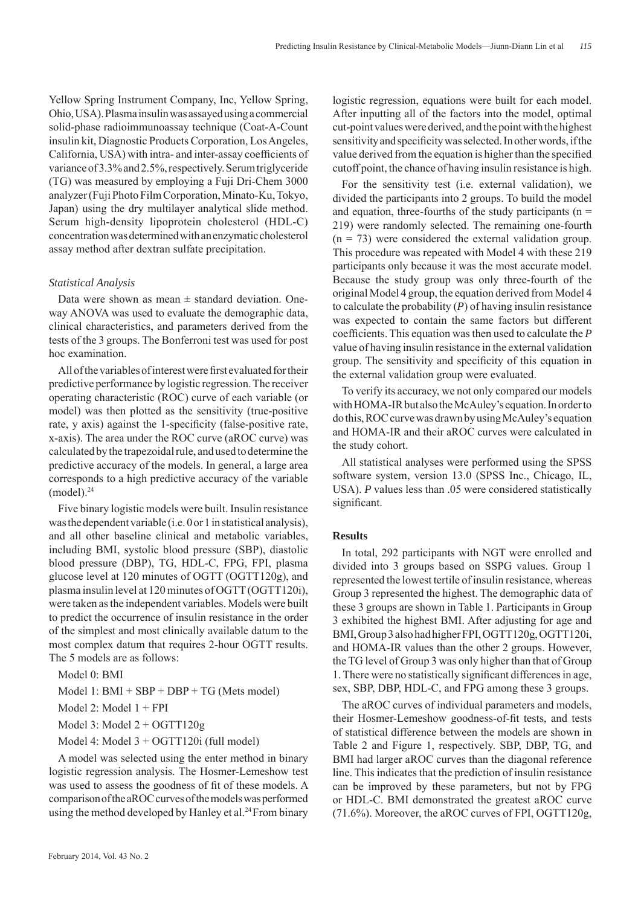Yellow Spring Instrument Company, Inc, Yellow Spring, Ohio, USA). Plasma insulin was assayed using a commercial solid-phase radioimmunoassay technique (Coat-A-Count insulin kit, Diagnostic Products Corporation, Los Angeles, California, USA) with intra- and inter-assay coefficients of variance of 3.3% and 2.5%, respectively. Serum triglyceride (TG) was measured by employing a Fuji Dri-Chem 3000 analyzer (Fuji Photo Film Corporation, Minato-Ku, Tokyo, Japan) using the dry multilayer analytical slide method. Serum high-density lipoprotein cholesterol (HDL-C) concentration was determined with an enzymatic cholesterol assay method after dextran sulfate precipitation.

### *Statistical Analysis*

Data were shown as mean ± standard deviation. One-way ANOVA was used to evaluate the demographic data, clinical characteristics, and parameters derived from the tests of the 3 groups. The Bonferroni test was used for post hoc examination.

All of the variables of interest were first evaluated for their predictive performance by logistic regression. The receiver operating characteristic (ROC) curve of each variable (or model) was then plotted as the sensitivity (true-positive rate, y axis) against the 1-specificity (false-positive rate, x-axis). The area under the ROC curve (aROC curve) was calculated by the trapezoidal rule, and used to determine the predictive accuracy of the models. In general, a large area corresponds to a high predictive accuracy of the variable (model).[24]

Five binary logistic models were built. Insulin resistance was the dependent variable (i.e. 0 or 1 in statistical analysis), and all other baseline clinical and metabolic variables, including BMI, systolic blood pressure (SBP), diastolic blood pressure (DBP), TG, HDL-C, FPG, FPI, plasma glucose level at 120 minutes of OGTT (OGTT120g), and plasma insulin level at 120 minutes of OGTT (OGTT120i), were taken as the independent variables. Models were built to predict the occurrence of insulin resistance in the order of the simplest and most clinically available datum to the most complex datum that requires 2-hour OGTT results. The 5 models are as follows:

Model 0: BMI

Model 1: BMI + SBP + DBP + TG (Mets model)

Model 2: Model 1 + FPI

Model 3: Model 2 + OGTT120g

Model 4: Model 3 + OGTT120i (full model)

A model was selected using the enter method in binary logistic regression analysis. The Hosmer-Lemeshow test was used to assess the goodness of fit of these models. A comparison of the aROC curves of the models was performed using the method developed by Hanley et al.[24] From binary logistic regression, equations were built for each model. After inputting all of the factors into the model, optimal cut-point values were derived, and the point with the highest sensitivity and specificity was selected. In other words, if the value derived from the equation is higher than the specified cutoff point, the chance of having insulin resistance is high.

For the sensitivity test (i.e. external validation), we divided the participants into 2 groups. To build the model and equation, three-fourths of the study participants (n = 219) were randomly selected. The remaining one-fourth (n = 73) were considered the external validation group. This procedure was repeated with Model 4 with these 219 participants only because it was the most accurate model. Because the study group was only three-fourth of the original Model 4 group, the equation derived from Model 4 to calculate the probability (*P*) of having insulin resistance was expected to contain the same factors but different coefficients. This equation was then used to calculate the *P* value of having insulin resistance in the external validation group. The sensitivity and specificity of this equation in the external validation group were evaluated.

To verify its accuracy, we not only compared our models with HOMA-IR but also the McAuley's equation. In order to do this, ROC curve was drawn by using McAuley's equation and HOMA-IR and their aROC curves were calculated in the study cohort.

All statistical analyses were performed using the SPSS software system, version 13.0 (SPSS Inc., Chicago, IL, USA). *P* values less than .05 were considered statistically significant.

## Results

In total, 292 participants with NGT were enrolled and divided into 3 groups based on SSPG values. Group 1 represented the lowest tertile of insulin resistance, whereas Group 3 represented the highest. The demographic data of these 3 groups are shown in Table 1. Participants in Group 3 exhibited the highest BMI. After adjusting for age and BMI, Group 3 also had higher FPI, OGTT120g, OGTT120i, and HOMA-IR values than the other 2 groups. However, the TG level of Group 3 was only higher than that of Group 1. There were no statistically significant differences in age, sex, SBP, DBP, HDL-C, and FPG among these 3 groups.

The aROC curves of individual parameters and models, their Hosmer-Lemeshow goodness-of-fit tests, and tests of statistical difference between the models are shown in Table 2 and Figure 1, respectively. SBP, DBP, TG, and BMI had larger aROC curves than the diagonal reference line. This indicates that the prediction of insulin resistance can be improved by these parameters, but not by FPG or HDL-C. BMI demonstrated the greatest aROC curve (71.6%). Moreover, the aROC curves of FPI, OGTT120g,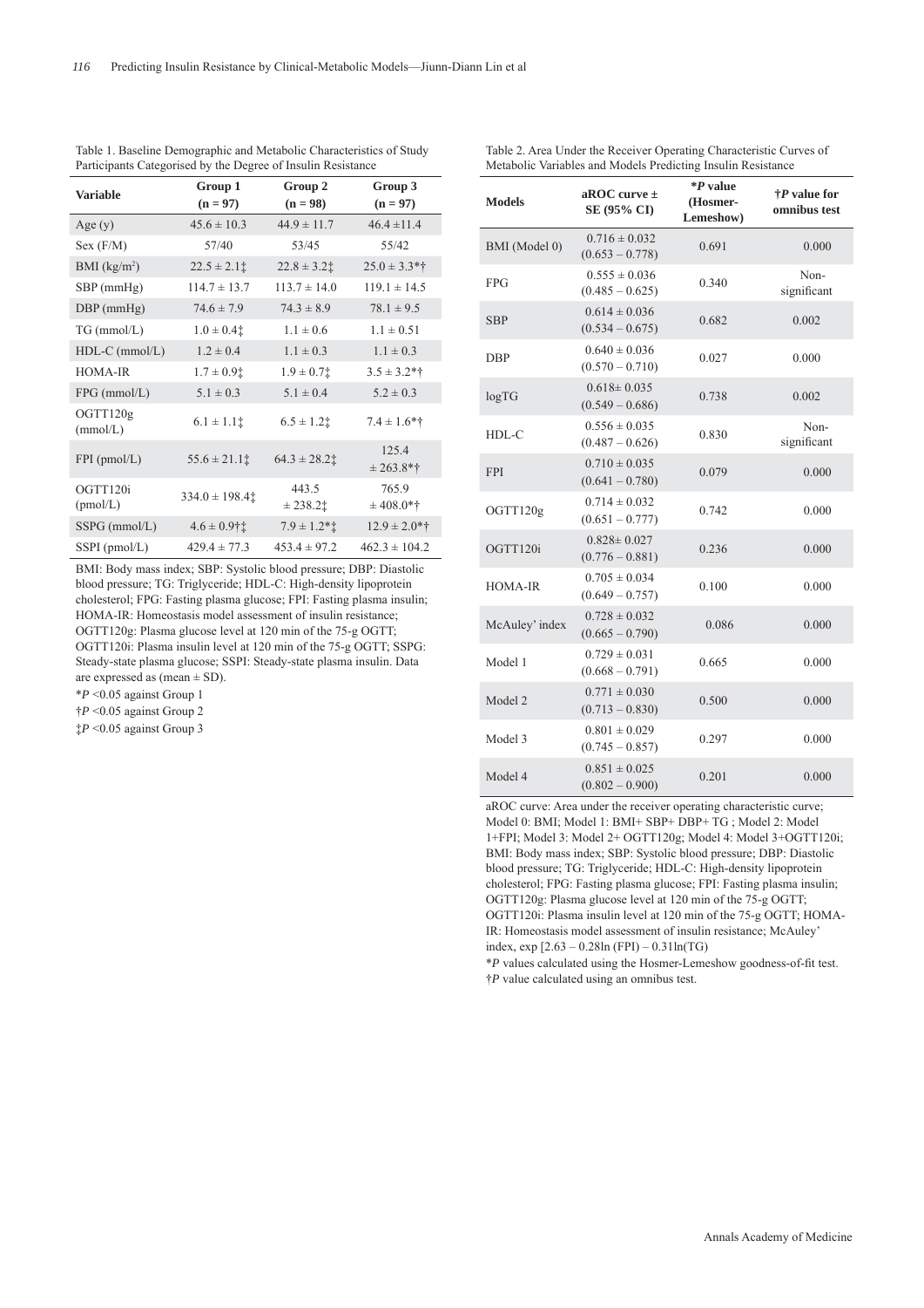Table 1. Baseline Demographic and Metabolic Characteristics of Study Participants Categorised by the Degree of Insulin Resistance

| Variable | Group 1 (n = 97) | Group 2 (n = 98) | Group 3 (n = 97) |
|---|---|---|---|
| Age (y) | 45.6 ± 10.3 | 44.9 ± 11.7 | 46.4 ±11.4 |
| Sex (F/M) | 57/40 | 53/45 | 55/42 |
| BMI (kg/m²) | 22.5 ± 2.1‡ | 22.8 ± 3.2‡ | 25.0 ± 3.3*† |
| SBP (mmHg) | 114.7 ± 13.7 | 113.7 ± 14.0 | 119.1 ± 14.5 |
| DBP (mmHg) | 74.6 ± 7.9 | 74.3 ± 8.9 | 78.1 ± 9.5 |
| TG (mmol/L) | 1.0 ± 0.4‡ | 1.1 ± 0.6 | 1.1 ± 0.51 |
| HDL-C (mmol/L) | 1.2 ± 0.4 | 1.1 ± 0.3 | 1.1 ± 0.3 |
| HOMA-IR | 1.7 ± 0.9‡ | 1.9 ± 0.7‡ | 3.5 ± 3.2*† |
| FPG (mmol/L) | 5.1 ± 0.3 | 5.1 ± 0.4 | 5.2 ± 0.3 |
| OGTT120g (mmol/L) | 6.1 ± 1.1‡ | 6.5 ± 1.2‡ | 7.4 ± 1.6*† |
| FPI (pmol/L) | 55.6 ± 21.1‡ | 64.3 ± 28.2‡ | 125.4 ± 263.8*† |
| OGTT120i (pmol/L) | 334.0 ± 198.4‡ | 443.5 ± 238.2‡ | 765.9 ± 408.0*† |
| SSPG (mmol/L) | 4.6 ± 0.9†‡ | 7.9 ± 1.2*‡ | 12.9 ± 2.0*† |
| SSPI (pmol/L) | 429.4 ± 77.3 | 453.4 ± 97.2 | 462.3 ± 104.2 |

BMI: Body mass index; SBP: Systolic blood pressure; DBP: Diastolic blood pressure; TG: Triglyceride; HDL-C: High-density lipoprotein cholesterol; FPG: Fasting plasma glucose; FPI: Fasting plasma insulin; HOMA-IR: Homeostasis model assessment of insulin resistance; OGTT120g: Plasma glucose level at 120 min of the 75-g OGTT; OGTT120i: Plasma insulin level at 120 min of the 75-g OGTT; SSPG: Steady-state plasma glucose; SSPI: Steady-state plasma insulin. Data are expressed as (mean ± SD).

*$P$ <0.05 against Group 1

†$P$ <0.05 against Group 2

‡$P$ <0.05 against Group 3

Table 2. Area Under the Receiver Operating Characteristic Curves of Metabolic Variables and Models Predicting Insulin Resistance

| Models | aROC curve ± SE (95% CI) | *P value (Hosmer-Lemeshow) | †P value for omnibus test |
|---|---|---|---|
| BMI (Model 0) | 0.716 ± 0.032 (0.653 – 0.778) | 0.691 | 0.000 |
| FPG | 0.555 ± 0.036 (0.485 – 0.625) | 0.340 | Non-significant |
| SBP | 0.614 ± 0.036 (0.534 – 0.675) | 0.682 | 0.002 |
| DBP | 0.640 ± 0.036 (0.570 – 0.710) | 0.027 | 0.000 |
| logTG | 0.618± 0.035 (0.549 – 0.686) | 0.738 | 0.002 |
| HDL-C | 0.556 ± 0.035 (0.487 – 0.626) | 0.830 | Non-significant |
| FPI | 0.710 ± 0.035 (0.641 – 0.780) | 0.079 | 0.000 |
| OGTT120g | 0.714 ± 0.032 (0.651 – 0.777) | 0.742 | 0.000 |
| OGTT120i | 0.828± 0.027 (0.776 – 0.881) | 0.236 | 0.000 |
| HOMA-IR | 0.705 ± 0.034 (0.649 – 0.757) | 0.100 | 0.000 |
| McAuley' index | 0.728 ± 0.032 (0.665 – 0.790) | 0.086 | 0.000 |
| Model 1 | 0.729 ± 0.031 (0.668 – 0.791) | 0.665 | 0.000 |
| Model 2 | 0.771 ± 0.030 (0.713 – 0.830) | 0.500 | 0.000 |
| Model 3 | 0.801 ± 0.029 (0.745 – 0.857) | 0.297 | 0.000 |
| Model 4 | 0.851 ± 0.025 (0.802 – 0.900) | 0.201 | 0.000 |

aROC curve: Area under the receiver operating characteristic curve; Model 0: BMI; Model 1: BMI+ SBP+ DBP+ TG ; Model 2: Model 1+FPI; Model 3: Model 2+ OGTT120g; Model 4: Model 3+OGTT120i; BMI: Body mass index; SBP: Systolic blood pressure; DBP: Diastolic blood pressure; TG: Triglyceride; HDL-C: High-density lipoprotein cholesterol; FPG: Fasting plasma glucose; FPI: Fasting plasma insulin; OGTT120g: Plasma glucose level at 120 min of the 75-g OGTT; OGTT120i: Plasma insulin level at 120 min of the 75-g OGTT; HOMA-IR: Homeostasis model assessment of insulin resistance; McAuley' index, $\exp[2.63 - 0.28\ln(\text{FPI}) - 0.31\ln(\text{TG})]$

*$P$ values calculated using the Hosmer-Lemeshow goodness-of-fit test.

†$P$ value calculated using an omnibus test.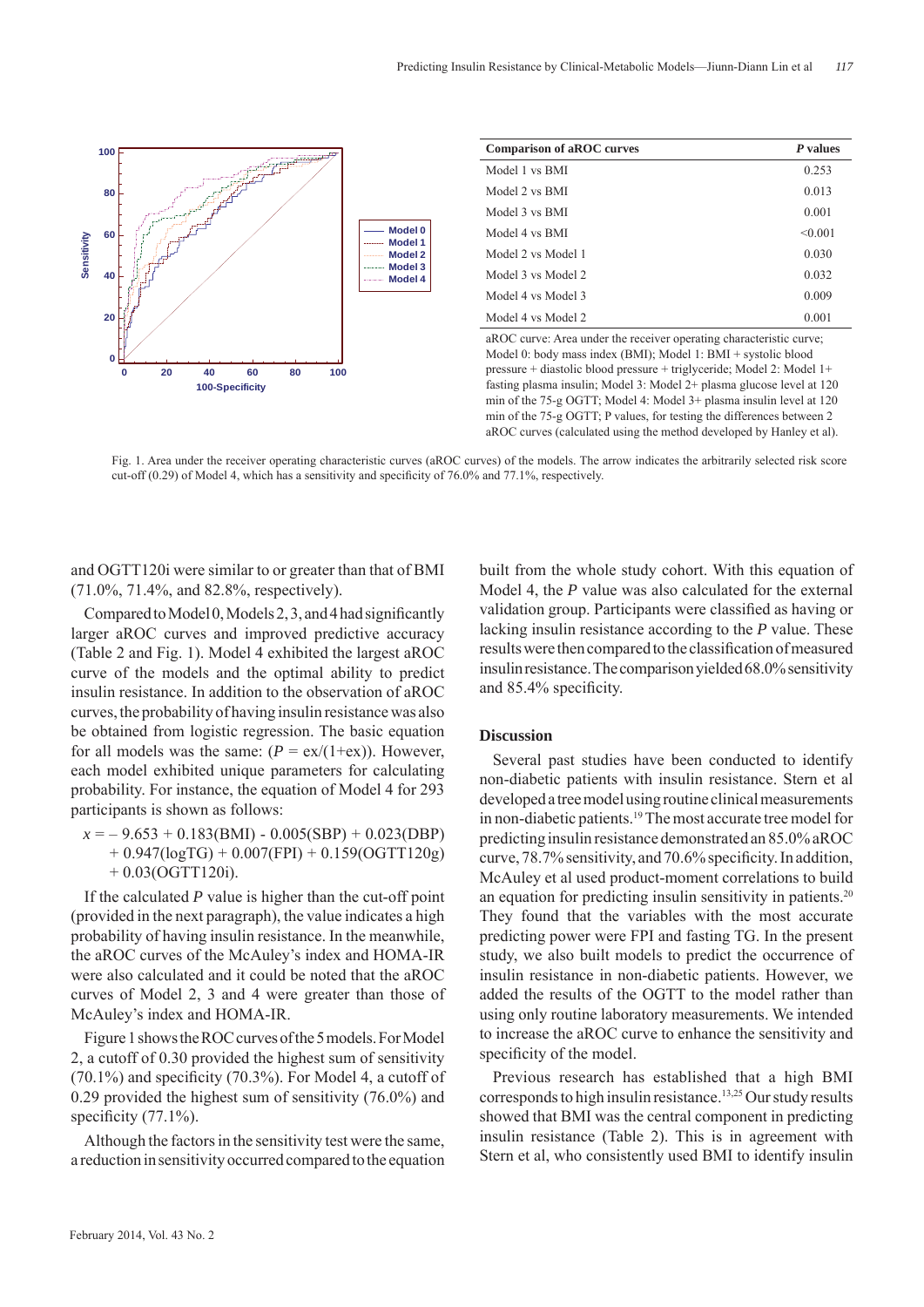| Comparison of aROC curves | *P* values |
|---|---|
| Model 1 vs BMI | 0.253 |
| Model 2 vs BMI | 0.013 |
| Model 3 vs BMI | 0.001 |
| Model 4 vs BMI | <0.001 |
| Model 2 vs Model 1 | 0.030 |
| Model 3 vs Model 2 | 0.032 |
| Model 4 vs Model 3 | 0.009 |
| Model 4 vs Model 2 | 0.001 |

aROC curve: Area under the receiver operating characteristic curve; Model 0: body mass index (BMI); Model 1: BMI + systolic blood pressure + diastolic blood pressure + triglyceride; Model 2: Model 1+ fasting plasma insulin; Model 3: Model 2+ plasma glucose level at 120 min of the 75-g OGTT; Model 4: Model 3+ plasma insulin level at 120 min of the 75-g OGTT; P values, for testing the differences between 2 aROC curves (calculated using the method developed by Hanley et al).

Fig. 1. Area under the receiver operating characteristic curves (aROC curves) of the models. The arrow indicates the arbitrarily selected risk score cut-off (0.29) of Model 4, which has a sensitivity and specificity of 76.0% and 77.1%, respectively.

and OGTT120i were similar to or greater than that of BMI (71.0%, 71.4%, and 82.8%, respectively).

Compared to Model 0, Models 2, 3, and 4 had significantly larger aROC curves and improved predictive accuracy (Table 2 and Fig. 1). Model 4 exhibited the largest aROC curve of the models and the optimal ability to predict insulin resistance. In addition to the observation of aROC curves, the probability of having insulin resistance was also be obtained from logistic regression. The basic equation for all models was the same: ($P = ex/(1+ex)$). However, each model exhibited unique parameters for calculating probability. For instance, the equation of Model 4 for 293 participants is shown as follows:

$$x = -9.653 + 0.183(\text{BMI}) - 0.005(\text{SBP}) + 0.023(\text{DBP}) + 0.947(\log\text{TG}) + 0.007(\text{FPI}) + 0.159(\text{OGTT120g}) + 0.03(\text{OGTT120i}).$$

If the calculated *P* value is higher than the cut-off point (provided in the next paragraph), the value indicates a high probability of having insulin resistance. In the meanwhile, the aROC curves of the McAuley's index and HOMA-IR were also calculated and it could be noted that the aROC curves of Model 2, 3 and 4 were greater than those of McAuley's index and HOMA-IR.

Figure 1 shows the ROC curves of the 5 models. For Model 2, a cutoff of 0.30 provided the highest sum of sensitivity (70.1%) and specificity (70.3%). For Model 4, a cutoff of 0.29 provided the highest sum of sensitivity (76.0%) and specificity (77.1%).

Although the factors in the sensitivity test were the same, a reduction in sensitivity occurred compared to the equation built from the whole study cohort. With this equation of Model 4, the *P* value was also calculated for the external validation group. Participants were classified as having or lacking insulin resistance according to the *P* value. These results were then compared to the classification of measured insulin resistance. The comparison yielded 68.0% sensitivity and 85.4% specificity.

## Discussion

Several past studies have been conducted to identify non-diabetic patients with insulin resistance. Stern et al developed a tree model using routine clinical measurements in non-diabetic patients.[19] The most accurate tree model for predicting insulin resistance demonstrated an 85.0% aROC curve, 78.7% sensitivity, and 70.6% specificity. In addition, McAuley et al used product-moment correlations to build an equation for predicting insulin sensitivity in patients.[20] They found that the variables with the most accurate predicting power were FPI and fasting TG. In the present study, we also built models to predict the occurrence of insulin resistance in non-diabetic patients. However, we added the results of the OGTT to the model rather than using only routine laboratory measurements. We intended to increase the aROC curve to enhance the sensitivity and specificity of the model.

Previous research has established that a high BMI corresponds to high insulin resistance.[13,25] Our study results showed that BMI was the central component in predicting insulin resistance (Table 2). This is in agreement with Stern et al, who consistently used BMI to identify insulin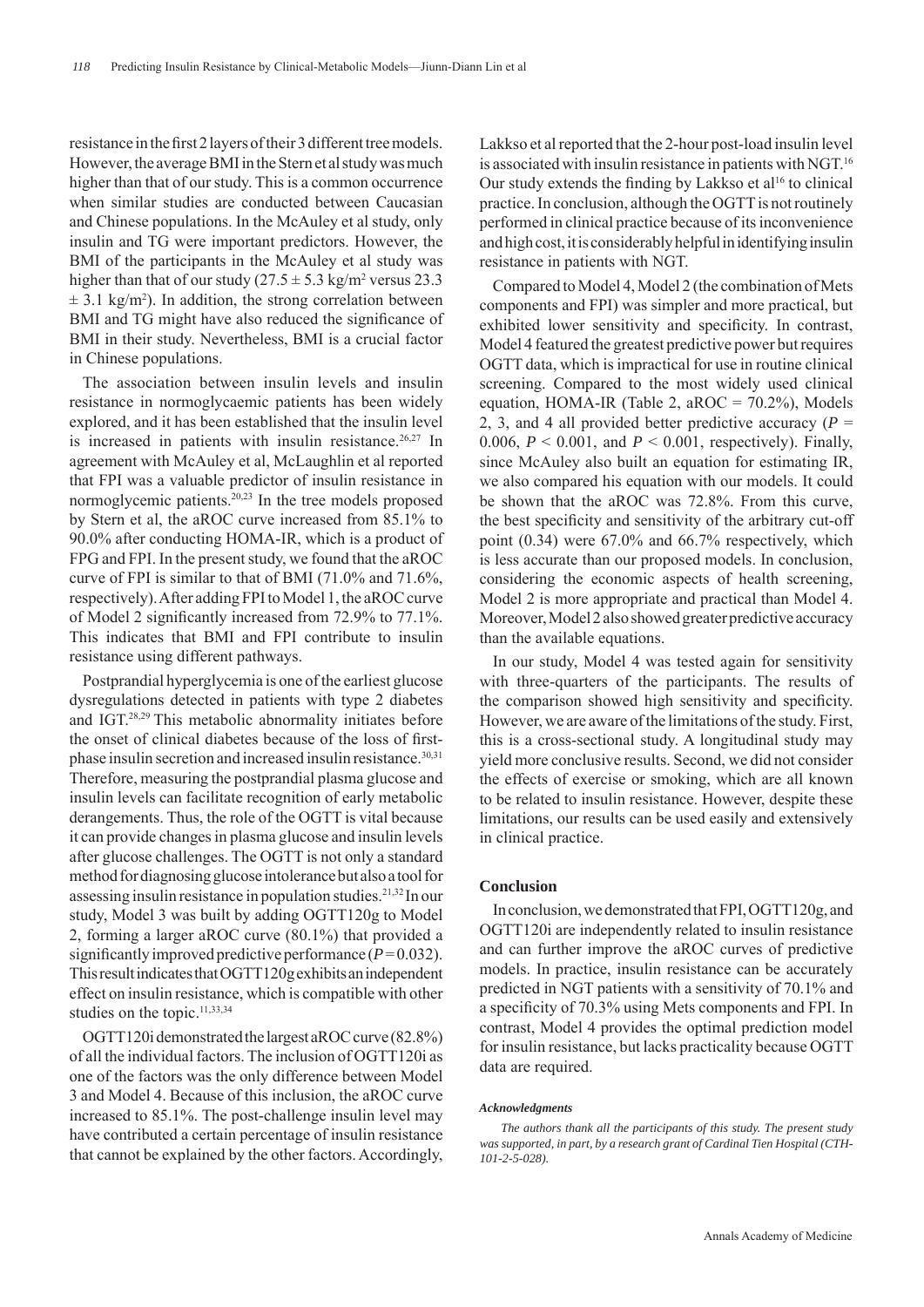resistance in the first 2 layers of their 3 different tree models. However, the average BMI in the Stern et al study was much higher than that of our study. This is a common occurrence when similar studies are conducted between Caucasian and Chinese populations. In the McAuley et al study, only insulin and TG were important predictors. However, the BMI of the participants in the McAuley et al study was higher than that of our study ($27.5 \pm 5.3$ kg/m$^2$ versus $23.3 \pm 3.1$ kg/m$^2$). In addition, the strong correlation between BMI and TG might have also reduced the significance of BMI in their study. Nevertheless, BMI is a crucial factor in Chinese populations.

The association between insulin levels and insulin resistance in normoglycaemic patients has been widely explored, and it has been established that the insulin level is increased in patients with insulin resistance.[26,27] In agreement with McAuley et al, McLaughlin et al reported that FPI was a valuable predictor of insulin resistance in normoglycemic patients.[20,23] In the tree models proposed by Stern et al, the aROC curve increased from 85.1% to 90.0% after conducting HOMA-IR, which is a product of FPG and FPI. In the present study, we found that the aROC curve of FPI is similar to that of BMI (71.0% and 71.6%, respectively). After adding FPI to Model 1, the aROC curve of Model 2 significantly increased from 72.9% to 77.1%. This indicates that BMI and FPI contribute to insulin resistance using different pathways.

Postprandial hyperglycemia is one of the earliest glucose dysregulations detected in patients with type 2 diabetes and IGT.[28,29] This metabolic abnormality initiates before the onset of clinical diabetes because of the loss of first-phase insulin secretion and increased insulin resistance.[30,31] Therefore, measuring the postprandial plasma glucose and insulin levels can facilitate recognition of early metabolic derangements. Thus, the role of the OGTT is vital because it can provide changes in plasma glucose and insulin levels after glucose challenges. The OGTT is not only a standard method for diagnosing glucose intolerance but also a tool for assessing insulin resistance in population studies.[21,32] In our study, Model 3 was built by adding OGTT120g to Model 2, forming a larger aROC curve (80.1%) that provided a significantly improved predictive performance ($P = 0.032$). This result indicates that OGTT120g exhibits an independent effect on insulin resistance, which is compatible with other studies on the topic.[11,33,34]

OGTT120i demonstrated the largest aROC curve (82.8%) of all the individual factors. The inclusion of OGTT120i as one of the factors was the only difference between Model 3 and Model 4. Because of this inclusion, the aROC curve increased to 85.1%. The post-challenge insulin level may have contributed a certain percentage of insulin resistance that cannot be explained by the other factors. Accordingly, Lakkso et al reported that the 2-hour post-load insulin level is associated with insulin resistance in patients with NGT.[16] Our study extends the finding by Lakkso et al[16] to clinical practice. In conclusion, although the OGTT is not routinely performed in clinical practice because of its inconvenience and high cost, it is considerably helpful in identifying insulin resistance in patients with NGT.

Compared to Model 4, Model 2 (the combination of Mets components and FPI) was simpler and more practical, but exhibited lower sensitivity and specificity. In contrast, Model 4 featured the greatest predictive power but requires OGTT data, which is impractical for use in routine clinical screening. Compared to the most widely used clinical equation, HOMA-IR (Table 2, aROC = 70.2%), Models 2, 3, and 4 all provided better predictive accuracy ($P = 0.006$, $P < 0.001$, and $P < 0.001$, respectively). Finally, since McAuley also built an equation for estimating IR, we also compared his equation with our models. It could be shown that the aROC was 72.8%. From this curve, the best specificity and sensitivity of the arbitrary cut-off point (0.34) were 67.0% and 66.7% respectively, which is less accurate than our proposed models. In conclusion, considering the economic aspects of health screening, Model 2 is more appropriate and practical than Model 4. Moreover, Model 2 also showed greater predictive accuracy than the available equations.

In our study, Model 4 was tested again for sensitivity with three-quarters of the participants. The results of the comparison showed high sensitivity and specificity. However, we are aware of the limitations of the study. First, this is a cross-sectional study. A longitudinal study may yield more conclusive results. Second, we did not consider the effects of exercise or smoking, which are all known to be related to insulin resistance. However, despite these limitations, our results can be used easily and extensively in clinical practice.

## Conclusion

In conclusion, we demonstrated that FPI, OGTT120g, and OGTT120i are independently related to insulin resistance and can further improve the aROC curves of predictive models. In practice, insulin resistance can be accurately predicted in NGT patients with a sensitivity of 70.1% and a specificity of 70.3% using Mets components and FPI. In contrast, Model 4 provides the optimal prediction model for insulin resistance, but lacks practicality because OGTT data are required.

### *Acknowledgments*

*The authors thank all the participants of this study. The present study was supported, in part, by a research grant of Cardinal Tien Hospital (CTH-101-2-5-028).*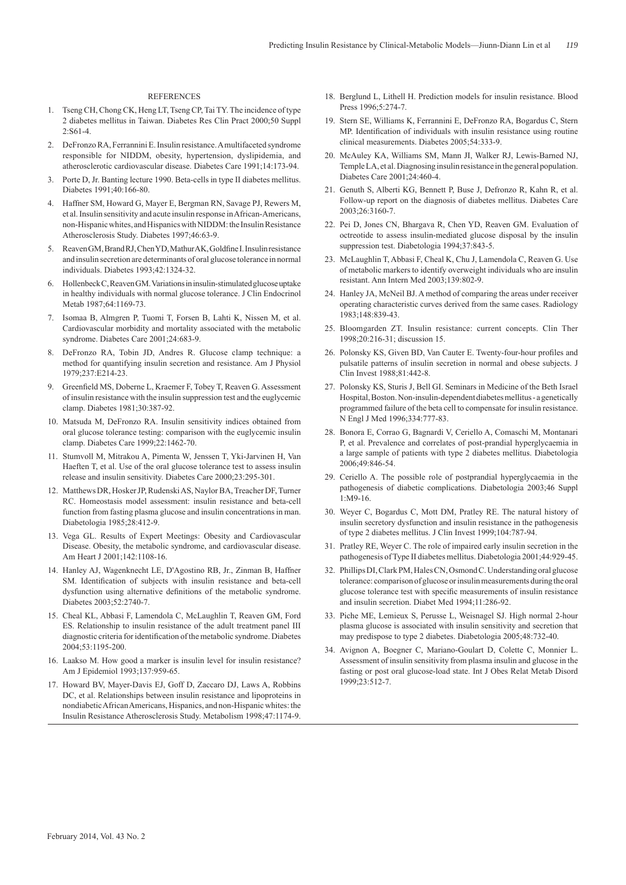## REFERENCES

1. Tseng CH, Chong CK, Heng LT, Tseng CP, Tai TY. The incidence of type 2 diabetes mellitus in Taiwan. Diabetes Res Clin Pract 2000;50 Suppl 2:S61-4.
2. DeFronzo RA, Ferrannini E. Insulin resistance. A multifaceted syndrome responsible for NIDDM, obesity, hypertension, dyslipidemia, and atherosclerotic cardiovascular disease. Diabetes Care 1991;14:173-94.
3. Porte D, Jr. Banting lecture 1990. Beta-cells in type II diabetes mellitus. Diabetes 1991;40:166-80.
4. Haffner SM, Howard G, Mayer E, Bergman RN, Savage PJ, Rewers M, et al. Insulin sensitivity and acute insulin response in African-Americans, non-Hispanic whites, and Hispanics with NIDDM: the Insulin Resistance Atherosclerosis Study. Diabetes 1997;46:63-9.
5. Reaven GM, Brand RJ, Chen YD, Mathur AK, Goldfine I. Insulin resistance and insulin secretion are determinants of oral glucose tolerance in normal individuals. Diabetes 1993;42:1324-32.
6. Hollenbeck C, Reaven GM. Variations in insulin-stimulated glucose uptake in healthy individuals with normal glucose tolerance. J Clin Endocrinol Metab 1987;64:1169-73.
7. Isomaa B, Almgren P, Tuomi T, Forsen B, Lahti K, Nissen M, et al. Cardiovascular morbidity and mortality associated with the metabolic syndrome. Diabetes Care 2001;24:683-9.
8. DeFronzo RA, Tobin JD, Andres R. Glucose clamp technique: a method for quantifying insulin secretion and resistance. Am J Physiol 1979;237:E214-23.
9. Greenfield MS, Doberne L, Kraemer F, Tobey T, Reaven G. Assessment of insulin resistance with the insulin suppression test and the euglycemic clamp. Diabetes 1981;30:387-92.
10. Matsuda M, DeFronzo RA. Insulin sensitivity indices obtained from oral glucose tolerance testing: comparison with the euglycemic insulin clamp. Diabetes Care 1999;22:1462-70.
11. Stumvoll M, Mitrakou A, Pimenta W, Jenssen T, Yki-Jarvinen H, Van Haeften T, et al. Use of the oral glucose tolerance test to assess insulin release and insulin sensitivity. Diabetes Care 2000;23:295-301.
12. Matthews DR, Hosker JP, Rudenski AS, Naylor BA, Treacher DF, Turner RC. Homeostasis model assessment: insulin resistance and beta-cell function from fasting plasma glucose and insulin concentrations in man. Diabetologia 1985;28:412-9.
13. Vega GL. Results of Expert Meetings: Obesity and Cardiovascular Disease. Obesity, the metabolic syndrome, and cardiovascular disease. Am Heart J 2001;142:1108-16.
14. Hanley AJ, Wagenknecht LE, D'Agostino RB, Jr., Zinman B, Haffner SM. Identification of subjects with insulin resistance and beta-cell dysfunction using alternative definitions of the metabolic syndrome. Diabetes 2003;52:2740-7.
15. Cheal KL, Abbasi F, Lamendola C, McLaughlin T, Reaven GM, Ford ES. Relationship to insulin resistance of the adult treatment panel III diagnostic criteria for identification of the metabolic syndrome. Diabetes 2004;53:1195-200.
16. Laakso M. How good a marker is insulin level for insulin resistance? Am J Epidemiol 1993;137:959-65.
17. Howard BV, Mayer-Davis EJ, Goff D, Zaccaro DJ, Laws A, Robbins DC, et al. Relationships between insulin resistance and lipoproteins in nondiabetic African Americans, Hispanics, and non-Hispanic whites: the Insulin Resistance Atherosclerosis Study. Metabolism 1998;47:1174-9.
18. Berglund L, Lithell H. Prediction models for insulin resistance. Blood Press 1996;5:274-7.
19. Stern SE, Williams K, Ferrannini E, DeFronzo RA, Bogardus C, Stern MP. Identification of individuals with insulin resistance using routine clinical measurements. Diabetes 2005;54:333-9.
20. McAuley KA, Williams SM, Mann JI, Walker RJ, Lewis-Barned NJ, Temple LA, et al. Diagnosing insulin resistance in the general population. Diabetes Care 2001;24:460-4.
21. Genuth S, Alberti KG, Bennett P, Buse J, Defronzo R, Kahn R, et al. Follow-up report on the diagnosis of diabetes mellitus. Diabetes Care 2003;26:3160-7.
22. Pei D, Jones CN, Bhargava R, Chen YD, Reaven GM. Evaluation of octreotide to assess insulin-mediated glucose disposal by the insulin suppression test. Diabetologia 1994;37:843-5.
23. McLaughlin T, Abbasi F, Cheal K, Chu J, Lamendola C, Reaven G. Use of metabolic markers to identify overweight individuals who are insulin resistant. Ann Intern Med 2003;139:802-9.
24. Hanley JA, McNeil BJ. A method of comparing the areas under receiver operating characteristic curves derived from the same cases. Radiology 1983;148:839-43.
25. Bloomgarden ZT. Insulin resistance: current concepts. Clin Ther 1998;20:216-31; discussion 15.
26. Polonsky KS, Given BD, Van Cauter E. Twenty-four-hour profiles and pulsatile patterns of insulin secretion in normal and obese subjects. J Clin Invest 1988;81:442-8.
27. Polonsky KS, Sturis J, Bell GI. Seminars in Medicine of the Beth Israel Hospital, Boston. Non-insulin-dependent diabetes mellitus - a genetically programmed failure of the beta cell to compensate for insulin resistance. N Engl J Med 1996;334:777-83.
28. Bonora E, Corrao G, Bagnardi V, Ceriello A, Comaschi M, Montanari P, et al. Prevalence and correlates of post-prandial hyperglycaemia in a large sample of patients with type 2 diabetes mellitus. Diabetologia 2006;49:846-54.
29. Ceriello A. The possible role of postprandial hyperglycaemia in the pathogenesis of diabetic complications. Diabetologia 2003;46 Suppl 1:M9-16.
30. Weyer C, Bogardus C, Mott DM, Pratley RE. The natural history of insulin secretory dysfunction and insulin resistance in the pathogenesis of type 2 diabetes mellitus. J Clin Invest 1999;104:787-94.
31. Pratley RE, Weyer C. The role of impaired early insulin secretion in the pathogenesis of Type II diabetes mellitus. Diabetologia 2001;44:929-45.
32. Phillips DI, Clark PM, Hales CN, Osmond C. Understanding oral glucose tolerance: comparison of glucose or insulin measurements during the oral glucose tolerance test with specific measurements of insulin resistance and insulin secretion. Diabet Med 1994;11:286-92.
33. Piche ME, Lemieux S, Perusse L, Weisnagel SJ. High normal 2-hour plasma glucose is associated with insulin sensitivity and secretion that may predispose to type 2 diabetes. Diabetologia 2005;48:732-40.
34. Avignon A, Boegner C, Mariano-Goulart D, Colette C, Monnier L. Assessment of insulin sensitivity from plasma insulin and glucose in the fasting or post oral glucose-load state. Int J Obes Relat Metab Disord 1999;23:512-7.